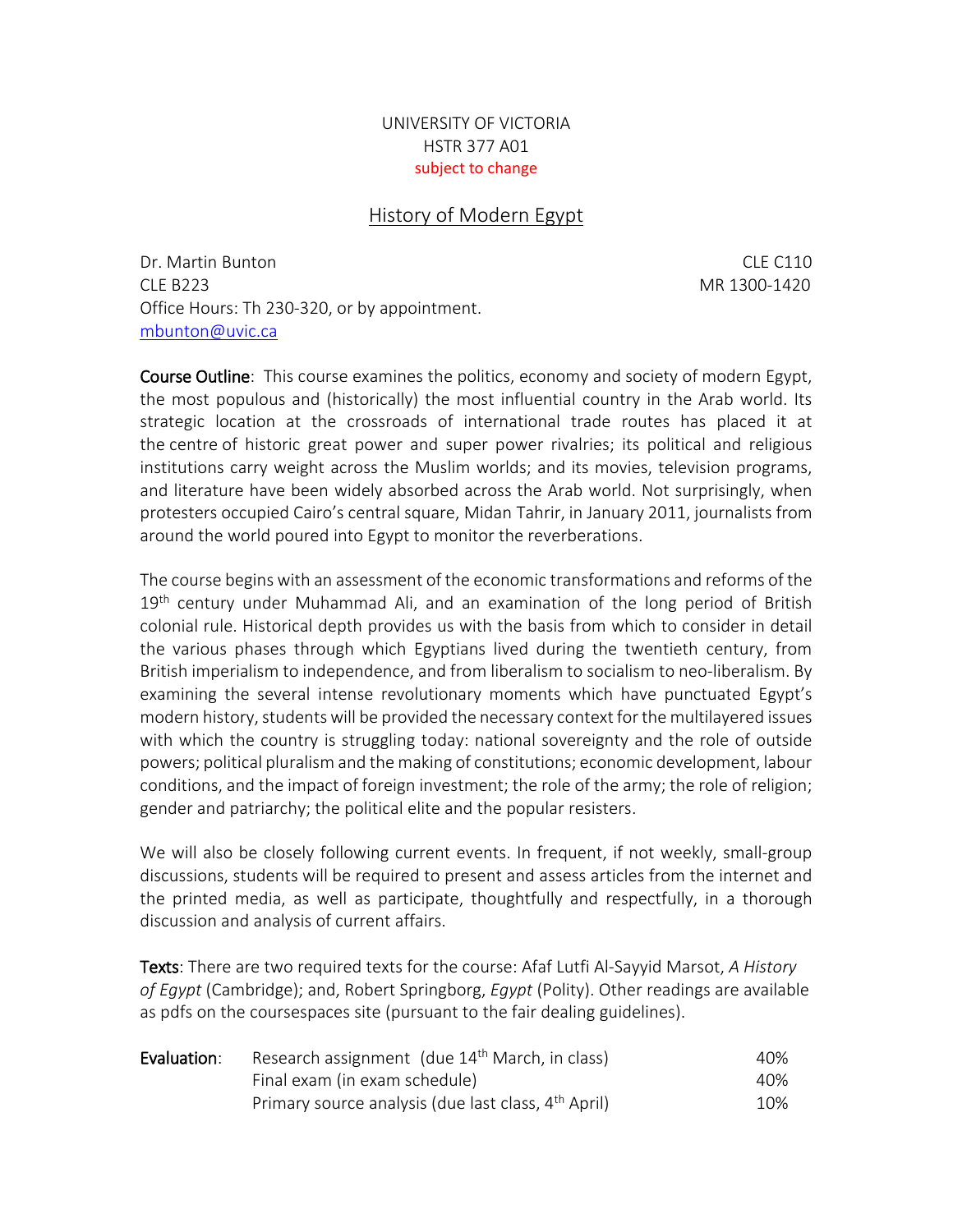UNIVERSITY OF VICTORIA
HSTR 377 A01
subject to change

# History of Modern Egypt

Dr. Martin Bunton
CLE B223
Office Hours: Th 230-320, or by appointment.
mbunton@uvic.ca

CLE C110
MR 1300-1420

**Course Outline**: This course examines the politics, economy and society of modern Egypt, the most populous and (historically) the most influential country in the Arab world. Its strategic location at the crossroads of international trade routes has placed it at the centre of historic great power and super power rivalries; its political and religious institutions carry weight across the Muslim worlds; and its movies, television programs, and literature have been widely absorbed across the Arab world. Not surprisingly, when protesters occupied Cairo's central square, Midan Tahrir, in January 2011, journalists from around the world poured into Egypt to monitor the reverberations.

The course begins with an assessment of the economic transformations and reforms of the 19th century under Muhammad Ali, and an examination of the long period of British colonial rule. Historical depth provides us with the basis from which to consider in detail the various phases through which Egyptians lived during the twentieth century, from British imperialism to independence, and from liberalism to socialism to neo-liberalism. By examining the several intense revolutionary moments which have punctuated Egypt's modern history, students will be provided the necessary context for the multilayered issues with which the country is struggling today: national sovereignty and the role of outside powers; political pluralism and the making of constitutions; economic development, labour conditions, and the impact of foreign investment; the role of the army; the role of religion; gender and patriarchy; the political elite and the popular resisters.

We will also be closely following current events. In frequent, if not weekly, small-group discussions, students will be required to present and assess articles from the internet and the printed media, as well as participate, thoughtfully and respectfully, in a thorough discussion and analysis of current affairs.

**Texts**: There are two required texts for the course: Afaf Lutfi Al-Sayyid Marsot, *A History of Egypt* (Cambridge); and, Robert Springborg, *Egypt* (Polity). Other readings are available as pdfs on the coursespaces site (pursuant to the fair dealing guidelines).

| | | |
|---|---|---|
| **Evaluation**: | Research assignment (due 14th March, in class) | 40% |
| | Final exam (in exam schedule) | 40% |
| | Primary source analysis (due last class, 4th April) | 10% |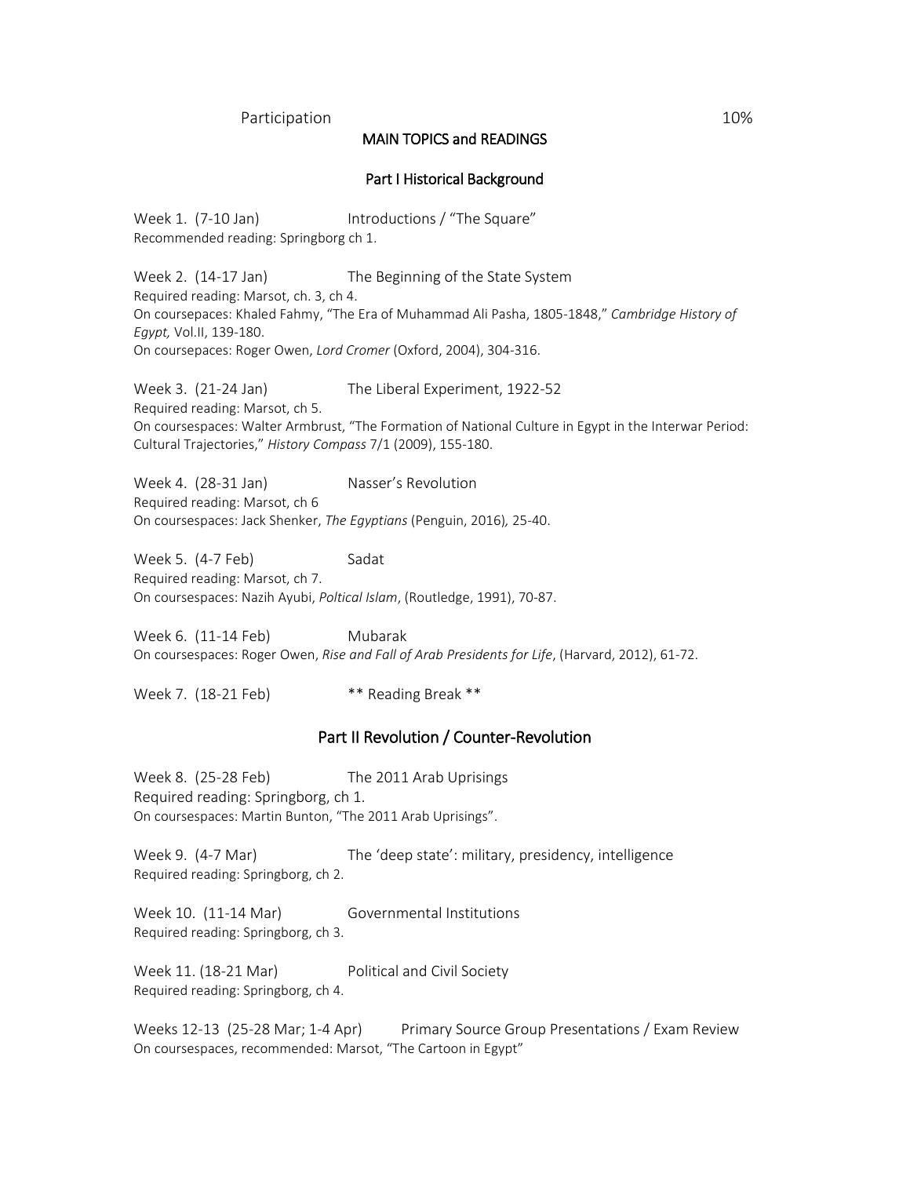Participation 10%

## MAIN TOPICS and READINGS

### Part I Historical Background

Week 1. (7-10 Jan) Introductions / "The Square"
Recommended reading: Springborg ch 1.

Week 2. (14-17 Jan) The Beginning of the State System
Required reading: Marsot, ch. 3, ch 4.
On coursepaces: Khaled Fahmy, "The Era of Muhammad Ali Pasha, 1805-1848," *Cambridge History of Egypt,* Vol.II, 139-180.
On coursepaces: Roger Owen, *Lord Cromer* (Oxford, 2004), 304-316.

Week 3. (21-24 Jan) The Liberal Experiment, 1922-52
Required reading: Marsot, ch 5.
On coursespaces: Walter Armbrust, "The Formation of National Culture in Egypt in the Interwar Period: Cultural Trajectories," *History Compass* 7/1 (2009), 155-180.

Week 4. (28-31 Jan) Nasser's Revolution
Required reading: Marsot, ch 6
On coursespaces: Jack Shenker, *The Egyptians* (Penguin, 2016)*,* 25-40.

Week 5. (4-7 Feb) Sadat
Required reading: Marsot, ch 7.
On coursespaces: Nazih Ayubi, *Poltical Islam*, (Routledge, 1991), 70-87.

Week 6. (11-14 Feb) Mubarak
On coursespaces: Roger Owen, *Rise and Fall of Arab Presidents for Life*, (Harvard, 2012), 61-72.

Week 7. (18-21 Feb) ** Reading Break **

### Part II Revolution / Counter-Revolution

Week 8. (25-28 Feb) The 2011 Arab Uprisings
Required reading: Springborg, ch 1.
On coursespaces: Martin Bunton, "The 2011 Arab Uprisings".

Week 9. (4-7 Mar) The 'deep state': military, presidency, intelligence
Required reading: Springborg, ch 2.

Week 10. (11-14 Mar) Governmental Institutions
Required reading: Springborg, ch 3.

Week 11. (18-21 Mar) Political and Civil Society
Required reading: Springborg, ch 4.

Weeks 12-13 (25-28 Mar; 1-4 Apr) Primary Source Group Presentations / Exam Review
On coursespaces, recommended: Marsot, "The Cartoon in Egypt"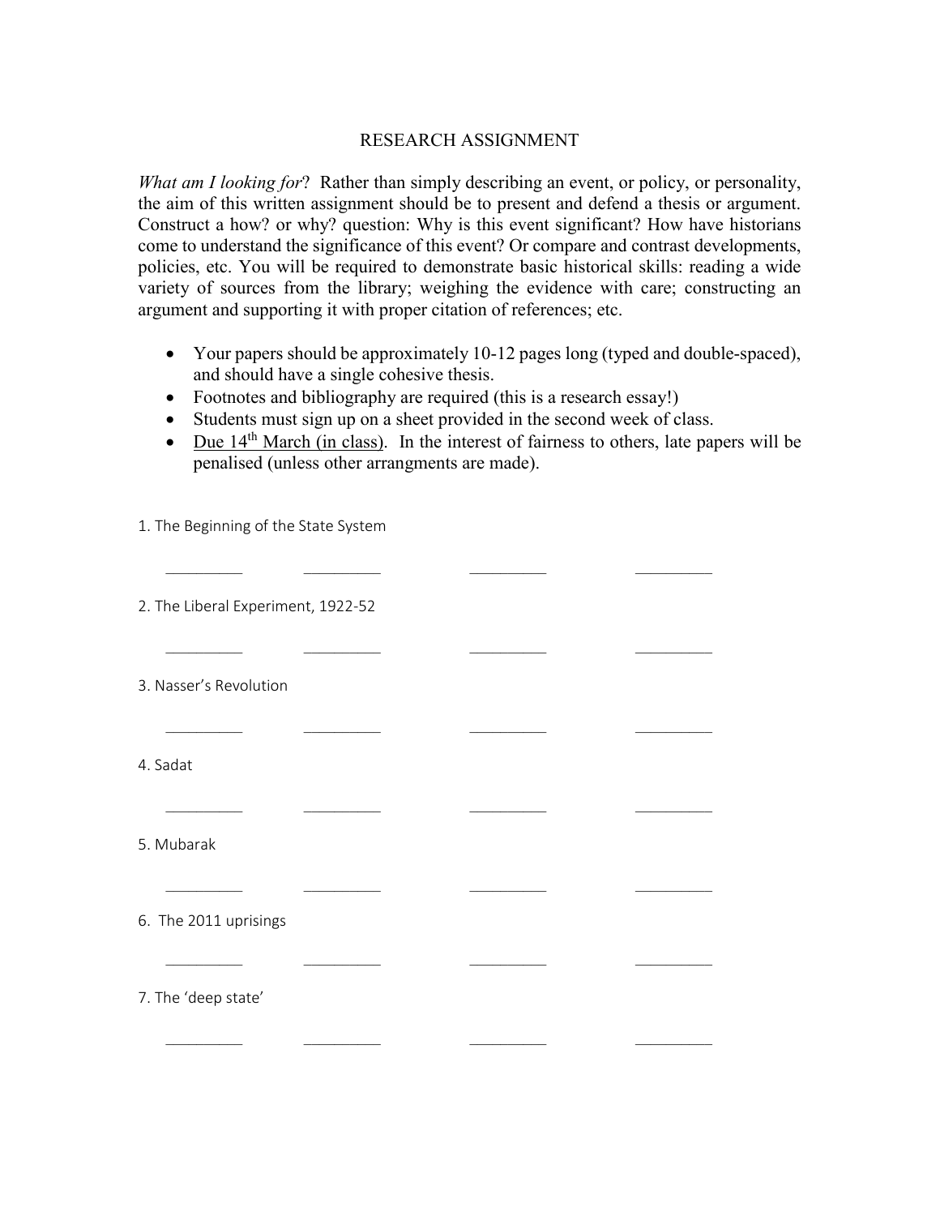# RESEARCH ASSIGNMENT

*What am I looking for*? Rather than simply describing an event, or policy, or personality, the aim of this written assignment should be to present and defend a thesis or argument. Construct a how? or why? question: Why is this event significant? How have historians come to understand the significance of this event? Or compare and contrast developments, policies, etc. You will be required to demonstrate basic historical skills: reading a wide variety of sources from the library; weighing the evidence with care; constructing an argument and supporting it with proper citation of references; etc.

- Your papers should be approximately 10-12 pages long (typed and double-spaced), and should have a single cohesive thesis.
- Footnotes and bibliography are required (this is a research essay!)
- Students must sign up on a sheet provided in the second week of class.
- <u>Due 14th March (in class)</u>. In the interest of fairness to others, late papers will be penalised (unless other arrangments are made).

1. The Beginning of the State System

_________ _________ _________ _________

2. The Liberal Experiment, 1922-52

_________ _________ _________ _________

3. Nasser's Revolution

_________ _________ _________ _________

4. Sadat

_________ _________ _________ _________

5. Mubarak

_________ _________ _________ _________

6. The 2011 uprisings

_________ _________ _________ _________

7. The 'deep state'

_________ _________ _________ _________